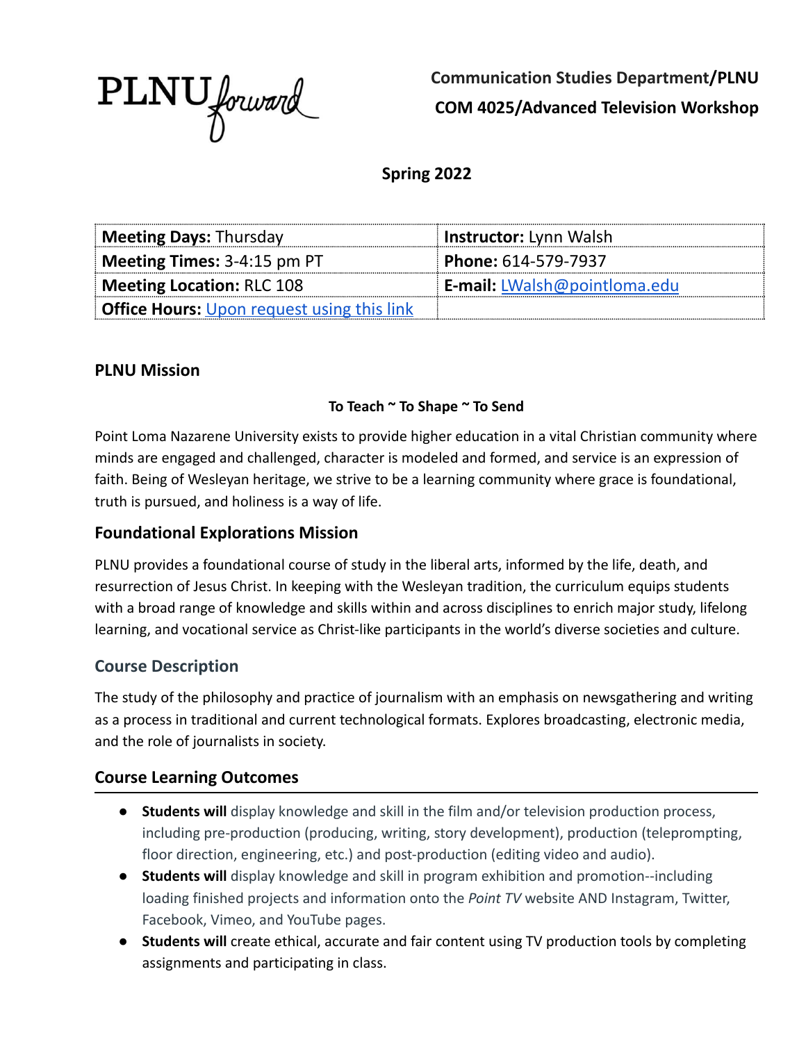PLNU forward

**Communication Studies Department/PLNU**
**COM 4025/Advanced Television Workshop**

**Spring 2022**

| **Meeting Days:** Thursday | **Instructor:** Lynn Walsh |
|---|---|
| **Meeting Times:** 3-4:15 pm PT | **Phone:** 614-579-7937 |
| **Meeting Location:** RLC 108 | **E-mail:** LWalsh@pointloma.edu |
| **Office Hours:** Upon request using this link | |

## PLNU Mission

**To Teach ~ To Shape ~ To Send**

Point Loma Nazarene University exists to provide higher education in a vital Christian community where minds are engaged and challenged, character is modeled and formed, and service is an expression of faith. Being of Wesleyan heritage, we strive to be a learning community where grace is foundational, truth is pursued, and holiness is a way of life.

## Foundational Explorations Mission

PLNU provides a foundational course of study in the liberal arts, informed by the life, death, and resurrection of Jesus Christ. In keeping with the Wesleyan tradition, the curriculum equips students with a broad range of knowledge and skills within and across disciplines to enrich major study, lifelong learning, and vocational service as Christ-like participants in the world's diverse societies and culture.

## Course Description

The study of the philosophy and practice of journalism with an emphasis on newsgathering and writing as a process in traditional and current technological formats. Explores broadcasting, electronic media, and the role of journalists in society.

## Course Learning Outcomes

- **Students will** display knowledge and skill in the film and/or television production process, including pre-production (producing, writing, story development), production (teleprompting, floor direction, engineering, etc.) and post-production (editing video and audio).
- **Students will** display knowledge and skill in program exhibition and promotion--including loading finished projects and information onto the *Point TV* website AND Instagram, Twitter, Facebook, Vimeo, and YouTube pages.
- **Students will** create ethical, accurate and fair content using TV production tools by completing assignments and participating in class.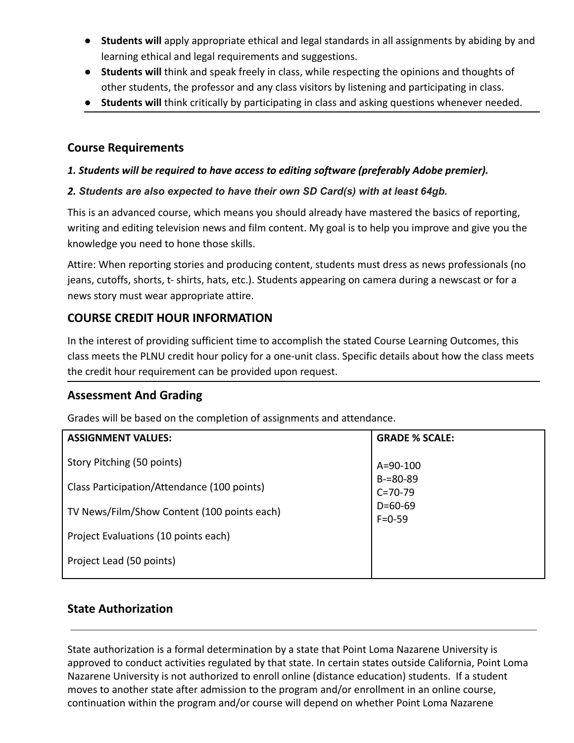- **Students will** apply appropriate ethical and legal standards in all assignments by abiding by and learning ethical and legal requirements and suggestions.
- **Students will** think and speak freely in class, while respecting the opinions and thoughts of other students, the professor and any class visitors by listening and participating in class.
- **Students will** think critically by participating in class and asking questions whenever needed.

## Course Requirements

***1. Students will be required to have access to editing software (preferably Adobe premier).***

***2. Students are also expected to have their own SD Card(s) with at least 64gb.***

This is an advanced course, which means you should already have mastered the basics of reporting, writing and editing television news and film content. My goal is to help you improve and give you the knowledge you need to hone those skills.

Attire: When reporting stories and producing content, students must dress as news professionals (no jeans, cutoffs, shorts, t- shirts, hats, etc.). Students appearing on camera during a newscast or for a news story must wear appropriate attire.

## COURSE CREDIT HOUR INFORMATION

In the interest of providing sufficient time to accomplish the stated Course Learning Outcomes, this class meets the PLNU credit hour policy for a one-unit class. Specific details about how the class meets the credit hour requirement can be provided upon request.

## Assessment And Grading

Grades will be based on the completion of assignments and attendance.

| ASSIGNMENT VALUES: | GRADE % SCALE: |
| --- | --- |
| Story Pitching (50 points) | A=90-100 |
| Class Participation/Attendance (100 points) | B-=80-89 |
| TV News/Film/Show Content (100 points each) | C=70-79 |
| Project Evaluations (10 points each) | D=60-69 |
| Project Lead (50 points) | F=0-59 |

## State Authorization

State authorization is a formal determination by a state that Point Loma Nazarene University is approved to conduct activities regulated by that state. In certain states outside California, Point Loma Nazarene University is not authorized to enroll online (distance education) students. If a student moves to another state after admission to the program and/or enrollment in an online course, continuation within the program and/or course will depend on whether Point Loma Nazarene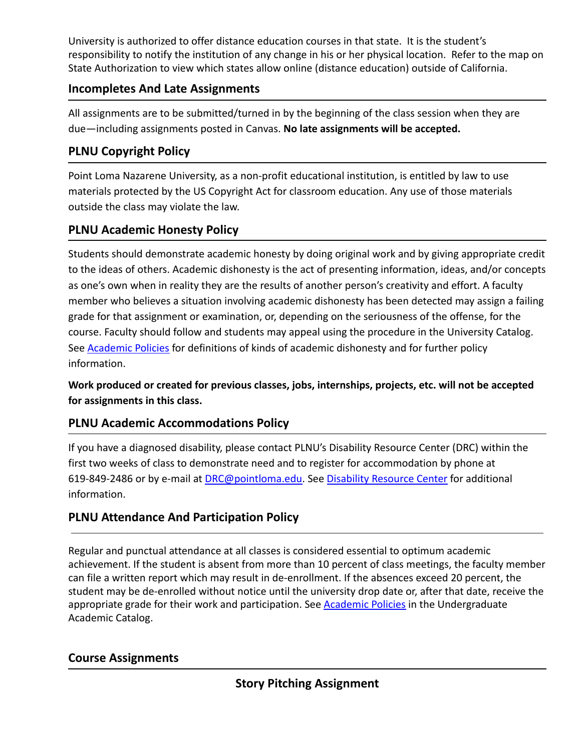University is authorized to offer distance education courses in that state. It is the student's responsibility to notify the institution of any change in his or her physical location. Refer to the map on State Authorization to view which states allow online (distance education) outside of California.

## Incompletes And Late Assignments

All assignments are to be submitted/turned in by the beginning of the class session when they are due—including assignments posted in Canvas. **No late assignments will be accepted.**

## PLNU Copyright Policy

Point Loma Nazarene University, as a non-profit educational institution, is entitled by law to use materials protected by the US Copyright Act for classroom education. Any use of those materials outside the class may violate the law.

## PLNU Academic Honesty Policy

Students should demonstrate academic honesty by doing original work and by giving appropriate credit to the ideas of others. Academic dishonesty is the act of presenting information, ideas, and/or concepts as one's own when in reality they are the results of another person's creativity and effort. A faculty member who believes a situation involving academic dishonesty has been detected may assign a failing grade for that assignment or examination, or, depending on the seriousness of the offense, for the course. Faculty should follow and students may appeal using the procedure in the University Catalog. See Academic Policies for definitions of kinds of academic dishonesty and for further policy information.

**Work produced or created for previous classes, jobs, internships, projects, etc. will not be accepted for assignments in this class.**

## PLNU Academic Accommodations Policy

If you have a diagnosed disability, please contact PLNU's Disability Resource Center (DRC) within the first two weeks of class to demonstrate need and to register for accommodation by phone at 619-849-2486 or by e-mail at DRC@pointloma.edu. See Disability Resource Center for additional information.

## PLNU Attendance And Participation Policy

Regular and punctual attendance at all classes is considered essential to optimum academic achievement. If the student is absent from more than 10 percent of class meetings, the faculty member can file a written report which may result in de-enrollment. If the absences exceed 20 percent, the student may be de-enrolled without notice until the university drop date or, after that date, receive the appropriate grade for their work and participation. See Academic Policies in the Undergraduate Academic Catalog.

## Course Assignments

### Story Pitching Assignment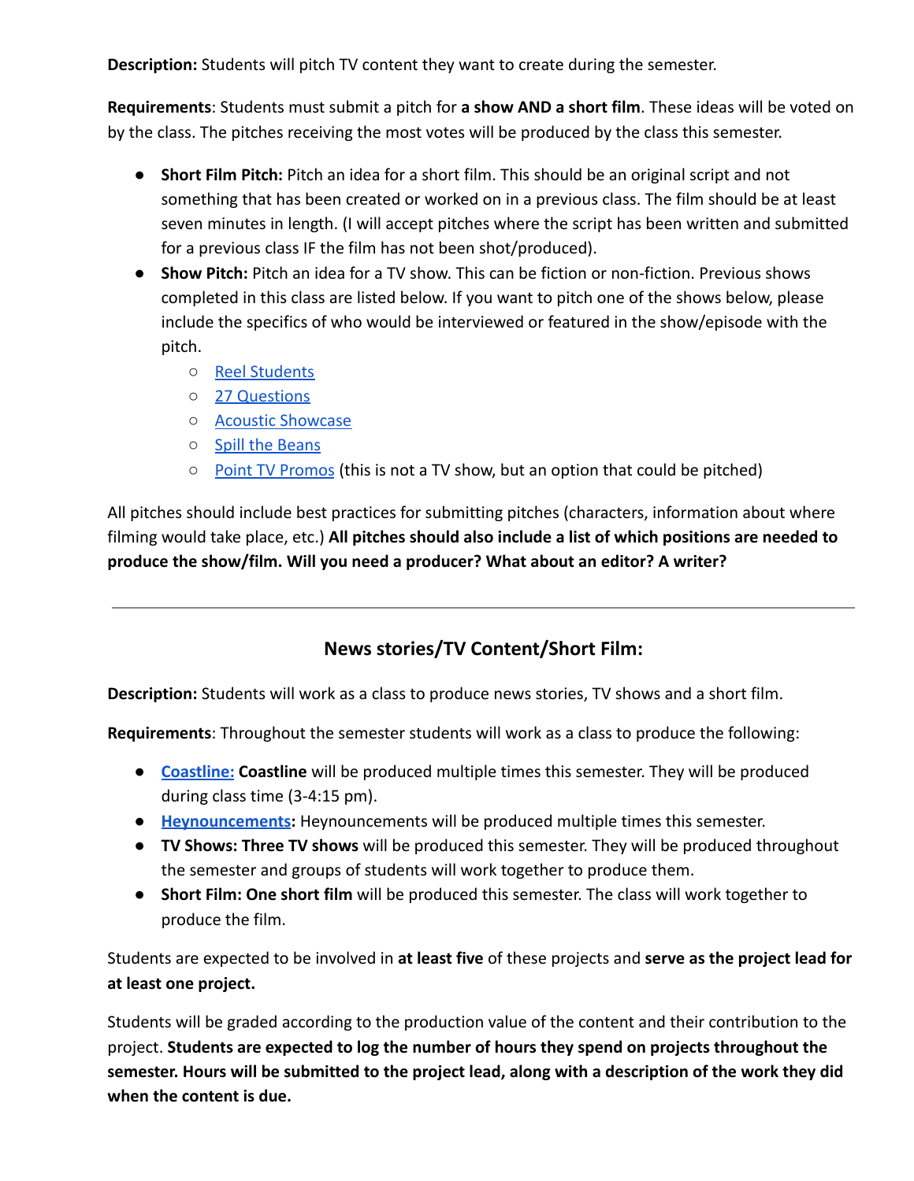**Description:** Students will pitch TV content they want to create during the semester.

**Requirements**: Students must submit a pitch for **a show AND a short film**. These ideas will be voted on by the class. The pitches receiving the most votes will be produced by the class this semester.

- **Short Film Pitch:** Pitch an idea for a short film. This should be an original script and not something that has been created or worked on in a previous class. The film should be at least seven minutes in length. (I will accept pitches where the script has been written and submitted for a previous class IF the film has not been shot/produced).
- **Show Pitch:** Pitch an idea for a TV show. This can be fiction or non-fiction. Previous shows completed in this class are listed below. If you want to pitch one of the shows below, please include the specifics of who would be interviewed or featured in the show/episode with the pitch.
    - Reel Students
    - 27 Questions
    - Acoustic Showcase
    - Spill the Beans
    - Point TV Promos (this is not a TV show, but an option that could be pitched)

All pitches should include best practices for submitting pitches (characters, information about where filming would take place, etc.) **All pitches should also include a list of which positions are needed to produce the show/film. Will you need a producer? What about an editor? A writer?**

---

## News stories/TV Content/Short Film:

**Description:** Students will work as a class to produce news stories, TV shows and a short film.

**Requirements**: Throughout the semester students will work as a class to produce the following:

- **Coastline: Coastline** will be produced multiple times this semester. They will be produced during class time (3-4:15 pm).
- **Heynouncements:** Heynouncements will be produced multiple times this semester.
- **TV Shows: Three TV shows** will be produced this semester. They will be produced throughout the semester and groups of students will work together to produce them.
- **Short Film: One short film** will be produced this semester. The class will work together to produce the film.

Students are expected to be involved in **at least five** of these projects and **serve as the project lead for at least one project.**

Students will be graded according to the production value of the content and their contribution to the project. **Students are expected to log the number of hours they spend on projects throughout the semester. Hours will be submitted to the project lead, along with a description of the work they did when the content is due.**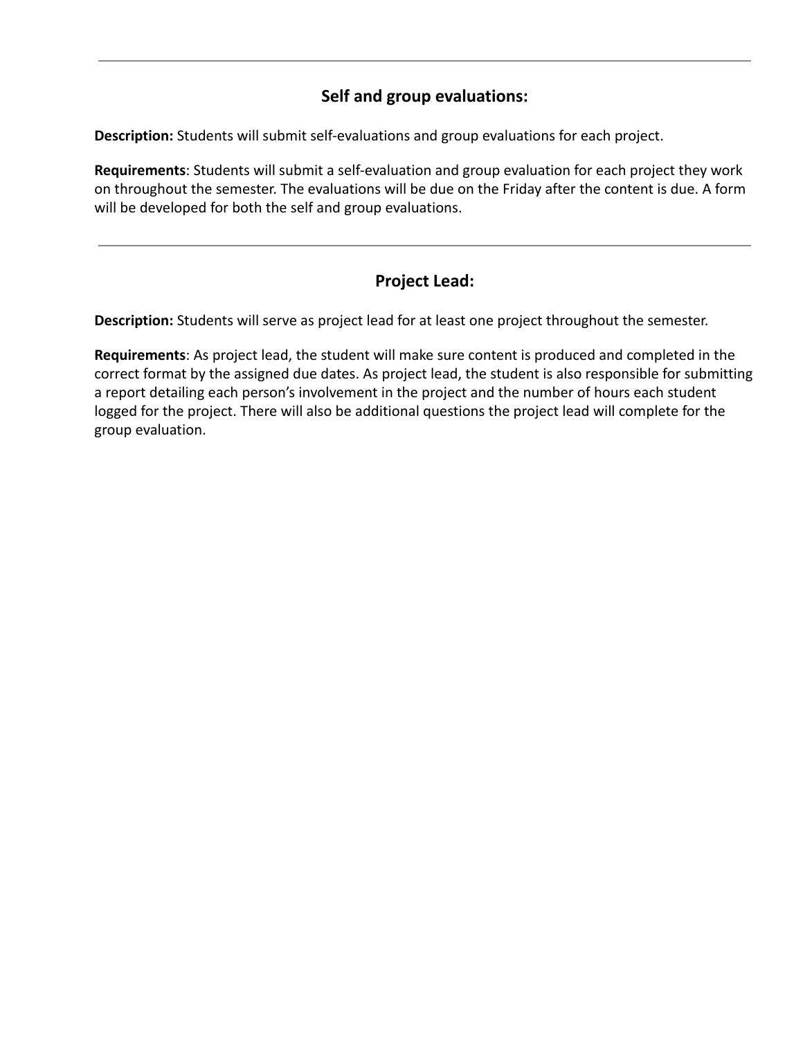---

## Self and group evaluations:

**Description:** Students will submit self-evaluations and group evaluations for each project.

**Requirements**: Students will submit a self-evaluation and group evaluation for each project they work on throughout the semester. The evaluations will be due on the Friday after the content is due. A form will be developed for both the self and group evaluations.

---

## Project Lead:

**Description:** Students will serve as project lead for at least one project throughout the semester.

**Requirements**: As project lead, the student will make sure content is produced and completed in the correct format by the assigned due dates. As project lead, the student is also responsible for submitting a report detailing each person's involvement in the project and the number of hours each student logged for the project. There will also be additional questions the project lead will complete for the group evaluation.